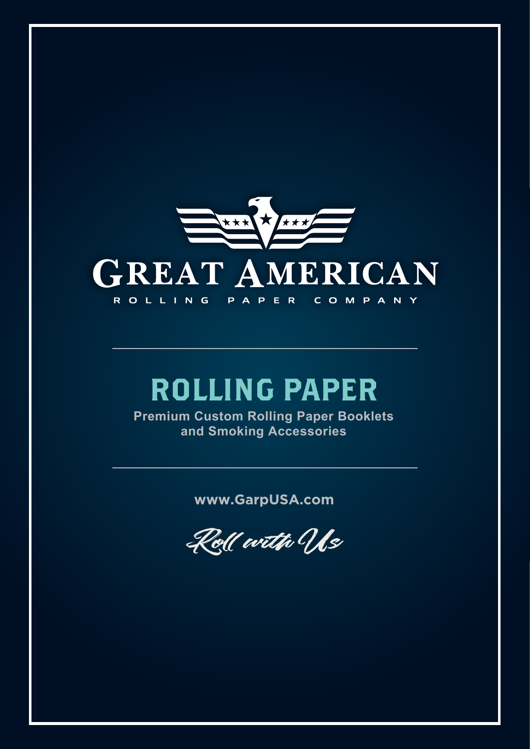# GREAT AMERICAN

ROLLING PAPER COMPANY

---

## ROLLING PAPER

**Premium Custom Rolling Paper Booklets and Smoking Accessories**

---

**www.GarpUSA.com**

*Roll with Us*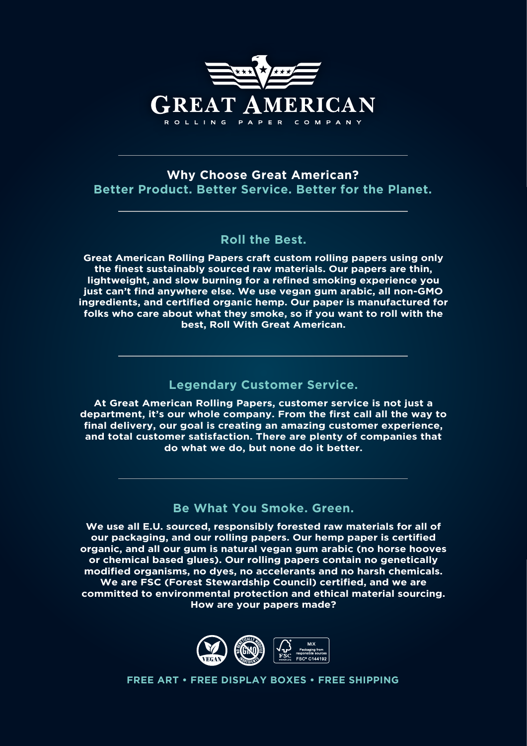# GREAT AMERICAN

ROLLING PAPER COMPANY

---

**Why Choose Great American?**

**Better Product. Better Service. Better for the Planet.**

---

## Roll the Best.

**Great American Rolling Papers craft custom rolling papers using only the finest sustainably sourced raw materials. Our papers are thin, lightweight, and slow burning for a refined smoking experience you just can't find anywhere else. We use vegan gum arabic, all non-GMO ingredients, and certified organic hemp. Our paper is manufactured for folks who care about what they smoke, so if you want to roll with the best, Roll With Great American.**

---

## Legendary Customer Service.

**At Great American Rolling Papers, customer service is not just a department, it's our whole company. From the first call all the way to final delivery, our goal is creating an amazing customer experience, and total customer satisfaction. There are plenty of companies that do what we do, but none do it better.**

---

## Be What You Smoke. Green.

**We use all E.U. sourced, responsibly forested raw materials for all of our packaging, and our rolling papers. Our hemp paper is certified organic, and all our gum is natural vegan gum arabic (no horse hooves or chemical based glues). Our rolling papers contain no genetically modified organisms, no dyes, no accelerants and no harsh chemicals. We are FSC (Forest Stewardship Council) certified, and we are committed to environmental protection and ethical material sourcing. How are your papers made?**

VEGAN • NO GENETICALLY MODIFIED INGREDIENTS • FSC MIX Packaging from responsible sources FSC® C144192

**FREE ART • FREE DISPLAY BOXES • FREE SHIPPING**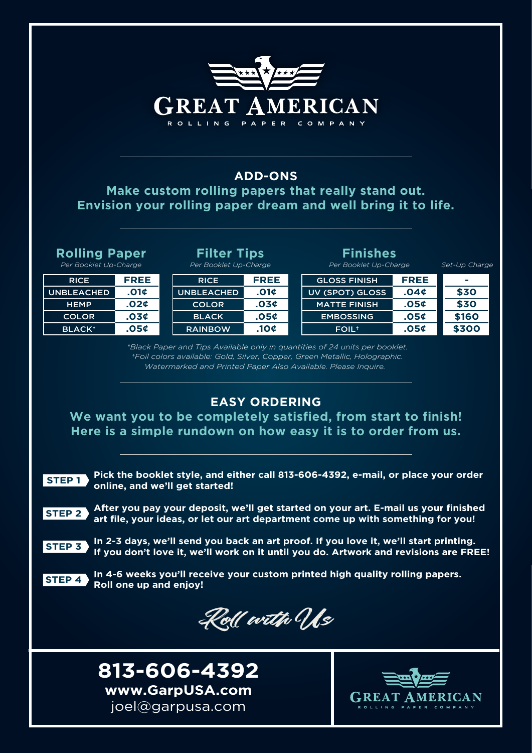# GREAT AMERICAN

ROLLING PAPER COMPANY

## ADD-ONS

**Make custom rolling papers that really stand out. Envision your rolling paper dream and well bring it to life.**

### Rolling Paper

*Per Booklet Up-Charge*

| RICE | FREE |
|---|---|
| UNBLEACHED | .01¢ |
| HEMP | .02¢ |
| COLOR | .03¢ |
| BLACK* | .05¢ |

### Filter Tips

*Per Booklet Up-Charge*

| RICE | FREE |
|---|---|
| UNBLEACHED | .01¢ |
| COLOR | .03¢ |
| BLACK | .05¢ |
| RAINBOW | .10¢ |

### Finishes

| | *Per Booklet Up-Charge* | *Set-Up Charge* |
|---|---|---|
| GLOSS FINISH | FREE | - |
| UV (SPOT) GLOSS | .04¢ | $30 |
| MATTE FINISH | .05¢ | $30 |
| EMBOSSING | .05¢ | $160 |
| FOIL† | .05¢ | $300 |

*\*Black Paper and Tips Available only in quantities of 24 units per booklet.*
*†Foil colors available: Gold, Silver, Copper, Green Metallic, Holographic.*
*Watermarked and Printed Paper Also Available. Please Inquire.*

## EASY ORDERING

**We want you to be completely satisfied, from start to finish! Here is a simple rundown on how easy it is to order from us.**

**STEP 1** **Pick the booklet style, and either call 813-606-4392, e-mail, or place your order online, and we'll get started!**

**STEP 2** **After you pay your deposit, we'll get started on your art. E-mail us your finished art file, your ideas, or let our art department come up with something for you!**

**STEP 3** **In 2-3 days, we'll send you back an art proof. If you love it, we'll start printing. If you don't love it, we'll work on it until you do. Artwork and revisions are FREE!**

**STEP 4** **In 4-6 weeks you'll receive your custom printed high quality rolling papers. Roll one up and enjoy!**

*Roll with Us*

**813-606-4392**
**www.GarpUSA.com**
joel@garpusa.com

GREAT AMERICAN
ROLLING PAPER COMPANY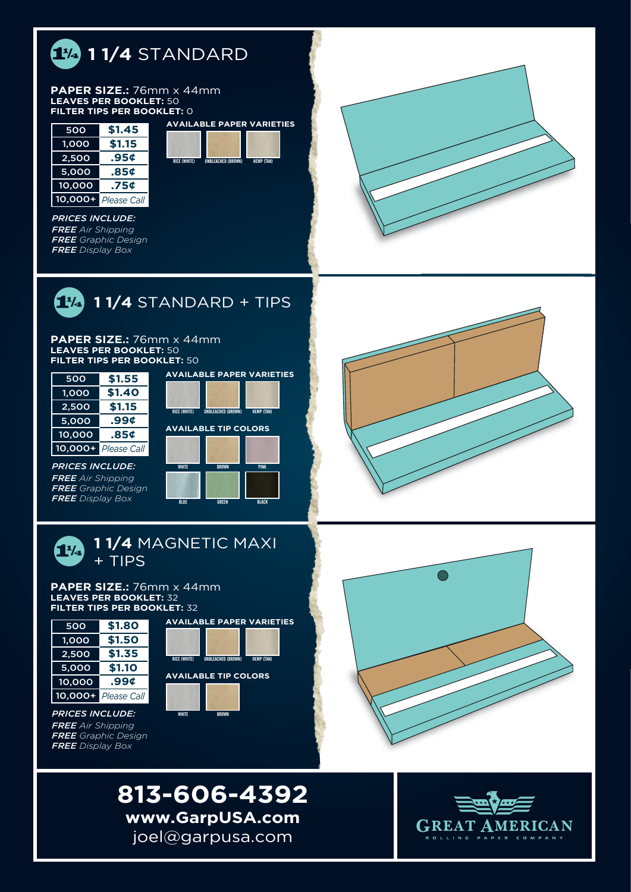## 1 1/4 STANDARD

**PAPER SIZE.:** 76mm x 44mm
**LEAVES PER BOOKLET:** 50
**FILTER TIPS PER BOOKLET:** 0

| | |
|---|---|
| 500 | $1.45 |
| 1,000 | $1.15 |
| 2,500 | .95¢ |
| 5,000 | .85¢ |
| 10,000 | .75¢ |
| 10,000+ | *Please Call* |

**AVAILABLE PAPER VARIETIES**

RICE (WHITE) UNBLEACHED (BROWN) HEMP (TAN)

*PRICES INCLUDE:*
***FREE** Air Shipping*
***FREE** Graphic Design*
***FREE** Display Box*

## 1 1/4 STANDARD + TIPS

**PAPER SIZE.:** 76mm x 44mm
**LEAVES PER BOOKLET:** 50
**FILTER TIPS PER BOOKLET:** 50

| | |
|---|---|
| 500 | $1.55 |
| 1,000 | $1.40 |
| 2,500 | $1.15 |
| 5,000 | .99¢ |
| 10,000 | .85¢ |
| 10,000+ | *Please Call* |

**AVAILABLE PAPER VARIETIES**

RICE (WHITE) UNBLEACHED (BROWN) HEMP (TAN)

**AVAILABLE TIP COLORS**

WHITE BROWN PINK BLUE GREEN BLACK

*PRICES INCLUDE:*
***FREE** Air Shipping*
***FREE** Graphic Design*
***FREE** Display Box*

## 1 1/4 MAGNETIC MAXI + TIPS

**PAPER SIZE.:** 76mm x 44mm
**LEAVES PER BOOKLET:** 32
**FILTER TIPS PER BOOKLET:** 32

| | |
|---|---|
| 500 | $1.80 |
| 1,000 | $1.50 |
| 2,500 | $1.35 |
| 5,000 | $1.10 |
| 10,000 | .99¢ |
| 10,000+ | *Please Call* |

**AVAILABLE PAPER VARIETIES**

RICE (WHITE) UNBLEACHED (BROWN) HEMP (TAN)

**AVAILABLE TIP COLORS**

WHITE BROWN

*PRICES INCLUDE:*
***FREE** Air Shipping*
***FREE** Graphic Design*
***FREE** Display Box*

**813-606-4392**
**www.GarpUSA.com**
joel@garpusa.com

GREAT AMERICAN
ROLLING PAPER COMPANY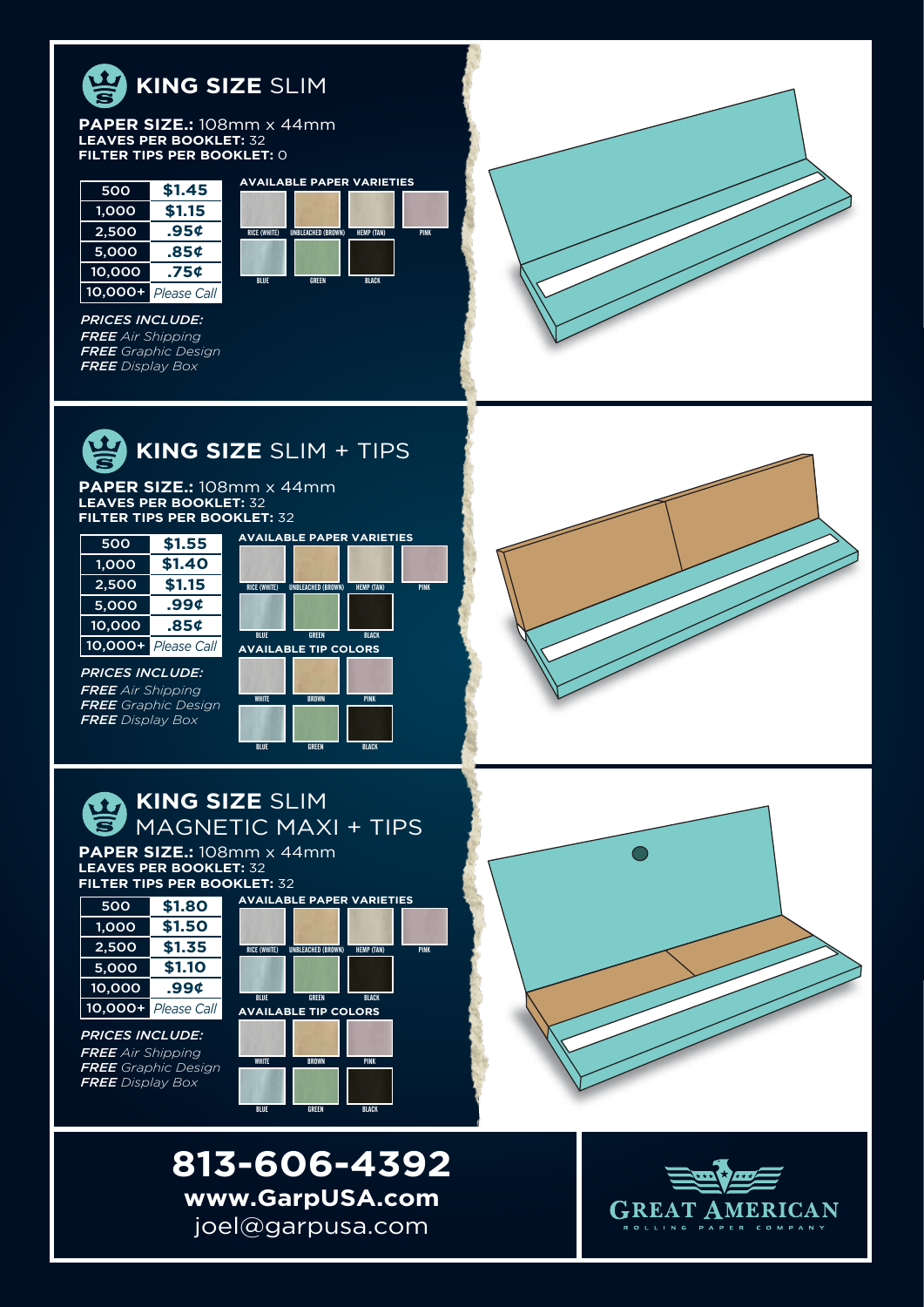## KING SIZE SLIM

**PAPER SIZE.:** 108mm x 44mm
**LEAVES PER BOOKLET:** 32
**FILTER TIPS PER BOOKLET:** 0

| Quantity | Price |
|---|---|
| 500 | $1.45 |
| 1,000 | $1.15 |
| 2,500 | .95¢ |
| 5,000 | .85¢ |
| 10,000 | .75¢ |
| 10,000+ | *Please Call* |

**AVAILABLE PAPER VARIETIES**

RICE (WHITE), UNBLEACHED (BROWN), HEMP (TAN), PINK, BLUE, GREEN, BLACK

***PRICES INCLUDE:***
***FREE*** *Air Shipping*
***FREE*** *Graphic Design*
***FREE*** *Display Box*

## KING SIZE SLIM + TIPS

**PAPER SIZE.:** 108mm x 44mm
**LEAVES PER BOOKLET:** 32
**FILTER TIPS PER BOOKLET:** 32

| Quantity | Price |
|---|---|
| 500 | $1.55 |
| 1,000 | $1.40 |
| 2,500 | $1.15 |
| 5,000 | .99¢ |
| 10,000 | .85¢ |
| 10,000+ | *Please Call* |

**AVAILABLE PAPER VARIETIES**

RICE (WHITE), UNBLEACHED (BROWN), HEMP (TAN), PINK, BLUE, GREEN, BLACK

**AVAILABLE TIP COLORS**

WHITE, BROWN, PINK, BLUE, GREEN, BLACK

***PRICES INCLUDE:***
***FREE*** *Air Shipping*
***FREE*** *Graphic Design*
***FREE*** *Display Box*

## KING SIZE SLIM MAGNETIC MAXI + TIPS

**PAPER SIZE.:** 108mm x 44mm
**LEAVES PER BOOKLET:** 32
**FILTER TIPS PER BOOKLET:** 32

| Quantity | Price |
|---|---|
| 500 | $1.80 |
| 1,000 | $1.50 |
| 2,500 | $1.35 |
| 5,000 | $1.10 |
| 10,000 | .99¢ |
| 10,000+ | *Please Call* |

**AVAILABLE PAPER VARIETIES**

RICE (WHITE), UNBLEACHED (BROWN), HEMP (TAN), PINK, BLUE, GREEN, BLACK

**AVAILABLE TIP COLORS**

WHITE, BROWN, PINK, BLUE, GREEN, BLACK

***PRICES INCLUDE:***
***FREE*** *Air Shipping*
***FREE*** *Graphic Design*
***FREE*** *Display Box*

# 813-606-4392

**www.GarpUSA.com**
joel@garpusa.com

GREAT AMERICAN
ROLLING PAPER COMPANY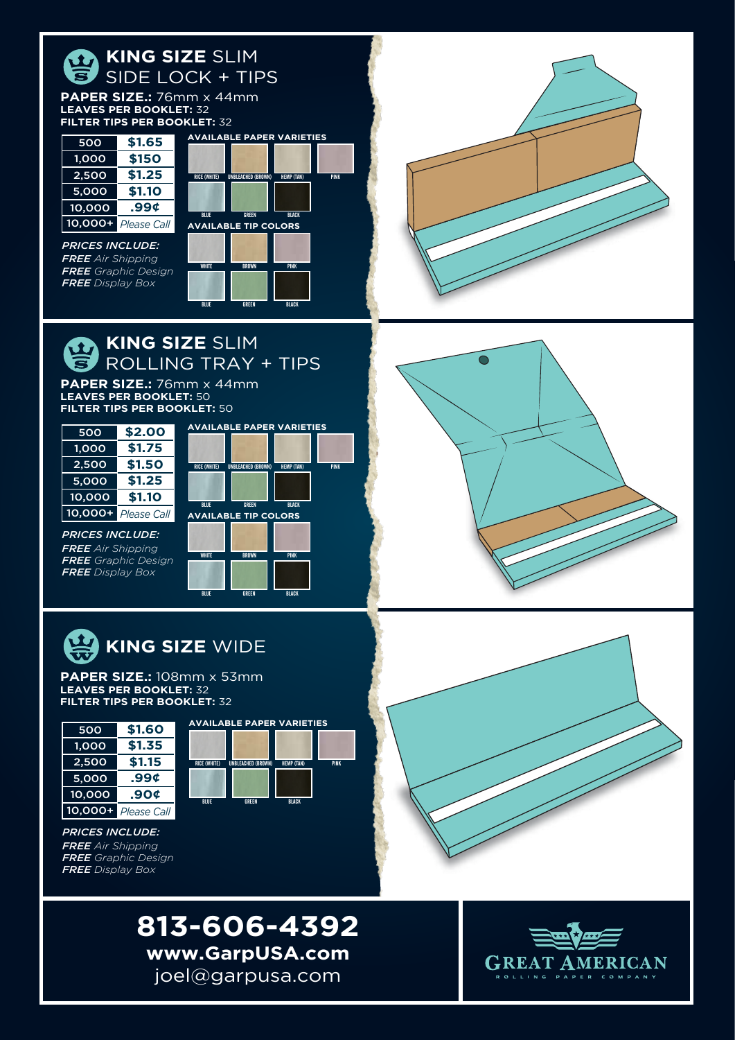## KING SIZE SLIM SIDE LOCK + TIPS

**PAPER SIZE.:** 76mm x 44mm
**LEAVES PER BOOKLET:** 32
**FILTER TIPS PER BOOKLET:** 32

| Quantity | Price |
|---|---|
| 500 | $1.65 |
| 1,000 | $150 |
| 2,500 | $1.25 |
| 5,000 | $1.10 |
| 10,000 | .99¢ |
| 10,000+ | *Please Call* |

**AVAILABLE PAPER VARIETIES**
RICE (WHITE), UNBLEACHED (BROWN), HEMP (TAN), PINK, BLUE, GREEN, BLACK

**AVAILABLE TIP COLORS**
WHITE, BROWN, PINK, BLUE, GREEN, BLACK

*PRICES INCLUDE:*
***FREE*** *Air Shipping*
***FREE*** *Graphic Design*
***FREE*** *Display Box*

## KING SIZE SLIM ROLLING TRAY + TIPS

**PAPER SIZE.:** 76mm x 44mm
**LEAVES PER BOOKLET:** 50
**FILTER TIPS PER BOOKLET:** 50

| Quantity | Price |
|---|---|
| 500 | $2.00 |
| 1,000 | $1.75 |
| 2,500 | $1.50 |
| 5,000 | $1.25 |
| 10,000 | $1.10 |
| 10,000+ | *Please Call* |

**AVAILABLE PAPER VARIETIES**
RICE (WHITE), UNBLEACHED (BROWN), HEMP (TAN), PINK, BLUE, GREEN, BLACK

**AVAILABLE TIP COLORS**
WHITE, BROWN, PINK, BLUE, GREEN, BLACK

*PRICES INCLUDE:*
***FREE*** *Air Shipping*
***FREE*** *Graphic Design*
***FREE*** *Display Box*

## KING SIZE WIDE

**PAPER SIZE.:** 108mm x 53mm
**LEAVES PER BOOKLET:** 32
**FILTER TIPS PER BOOKLET:** 32

| Quantity | Price |
|---|---|
| 500 | $1.60 |
| 1,000 | $1.35 |
| 2,500 | $1.15 |
| 5,000 | .99¢ |
| 10,000 | .90¢ |
| 10,000+ | *Please Call* |

**AVAILABLE PAPER VARIETIES**
RICE (WHITE), UNBLEACHED (BROWN), HEMP (TAN), PINK, BLUE, GREEN, BLACK

*PRICES INCLUDE:*
***FREE*** *Air Shipping*
***FREE*** *Graphic Design*
***FREE*** *Display Box*

**813-606-4392**
**www.GarpUSA.com**
joel@garpusa.com

GREAT AMERICAN
ROLLING PAPER COMPANY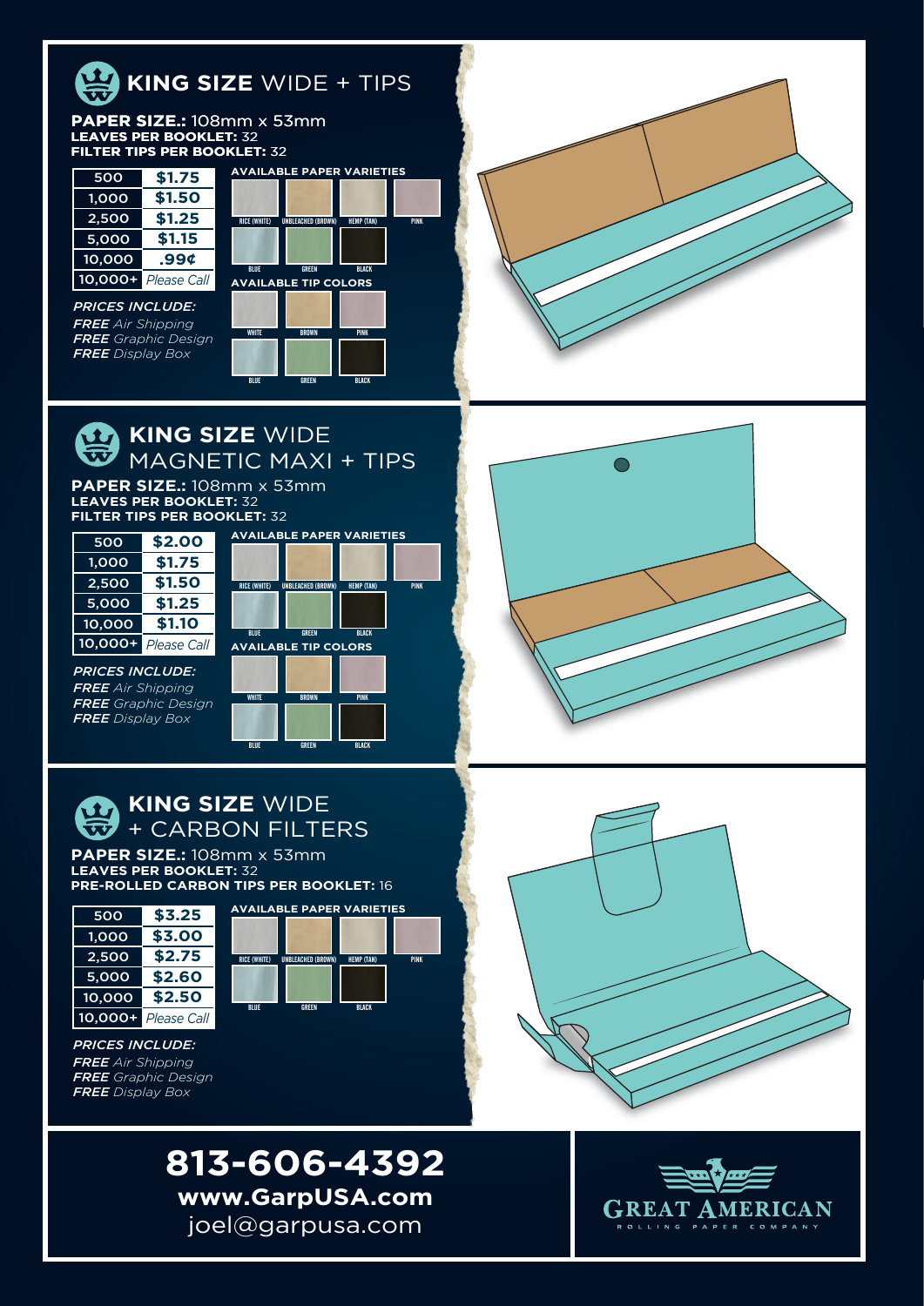## **KING SIZE** WIDE + TIPS

**PAPER SIZE.:** 108mm x 53mm
**LEAVES PER BOOKLET:** 32
**FILTER TIPS PER BOOKLET:** 32

| 500 | $1.75 |
|---|---|
| 1,000 | $1.50 |
| 2,500 | $1.25 |
| 5,000 | $1.15 |
| 10,000 | .99¢ |
| 10,000+ | *Please Call* |

*PRICES INCLUDE:*
***FREE** Air Shipping*
***FREE** Graphic Design*
***FREE** Display Box*

**AVAILABLE PAPER VARIETIES**

RICE (WHITE), UNBLEACHED (BROWN), HEMP (TAN), PINK, BLUE, GREEN, BLACK

**AVAILABLE TIP COLORS**

WHITE, BROWN, PINK, BLUE, GREEN, BLACK

## **KING SIZE** WIDE MAGNETIC MAXI + TIPS

**PAPER SIZE.:** 108mm x 53mm
**LEAVES PER BOOKLET:** 32
**FILTER TIPS PER BOOKLET:** 32

| 500 | $2.00 |
|---|---|
| 1,000 | $1.75 |
| 2,500 | $1.50 |
| 5,000 | $1.25 |
| 10,000 | $1.10 |
| 10,000+ | *Please Call* |

*PRICES INCLUDE:*
***FREE** Air Shipping*
***FREE** Graphic Design*
***FREE** Display Box*

**AVAILABLE PAPER VARIETIES**

RICE (WHITE), UNBLEACHED (BROWN), HEMP (TAN), PINK, BLUE, GREEN, BLACK

**AVAILABLE TIP COLORS**

WHITE, BROWN, PINK, BLUE, GREEN, BLACK

## **KING SIZE** WIDE + CARBON FILTERS

**PAPER SIZE.:** 108mm x 53mm
**LEAVES PER BOOKLET:** 32
**PRE-ROLLED CARBON TIPS PER BOOKLET:** 16

| 500 | $3.25 |
|---|---|
| 1,000 | $3.00 |
| 2,500 | $2.75 |
| 5,000 | $2.60 |
| 10,000 | $2.50 |
| 10,000+ | *Please Call* |

*PRICES INCLUDE:*
***FREE** Air Shipping*
***FREE** Graphic Design*
***FREE** Display Box*

**AVAILABLE PAPER VARIETIES**

RICE (WHITE), UNBLEACHED (BROWN), HEMP (TAN), PINK, BLUE, GREEN, BLACK

# 813-606-4392

**www.GarpUSA.com**
joel@garpusa.com

GREAT AMERICAN
ROLLING PAPER COMPANY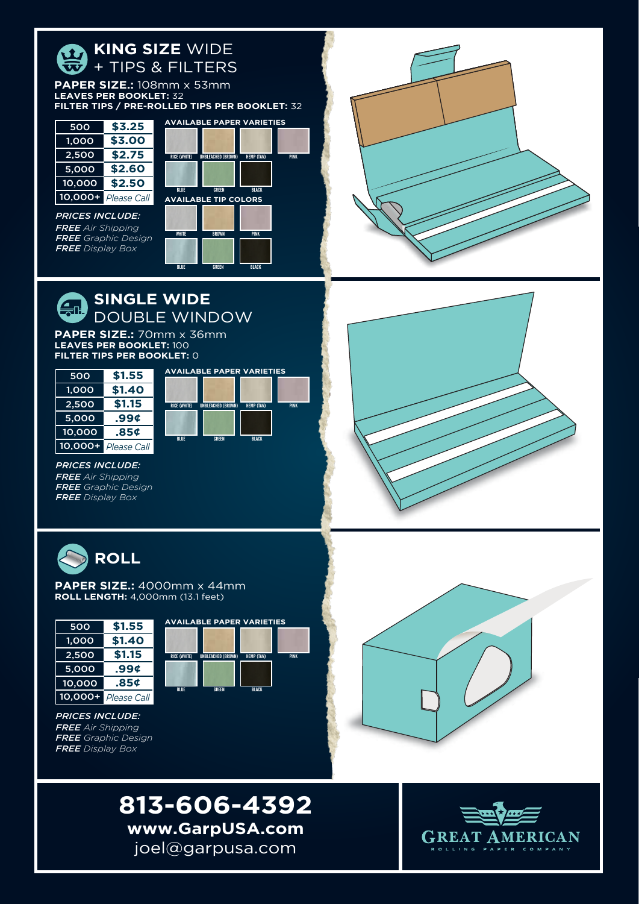## KING SIZE WIDE + TIPS & FILTERS

**PAPER SIZE.:** 108mm x 53mm
**LEAVES PER BOOKLET:** 32
**FILTER TIPS / PRE-ROLLED TIPS PER BOOKLET:** 32

| 500 | $3.25 |
|---|---|
| 1,000 | $3.00 |
| 2,500 | $2.75 |
| 5,000 | $2.60 |
| 10,000 | $2.50 |
| 10,000+ | *Please Call* |

**AVAILABLE PAPER VARIETIES**

RICE (WHITE), UNBLEACHED (BROWN), HEMP (TAN), PINK, BLUE, GREEN, BLACK

**AVAILABLE TIP COLORS**

WHITE, BROWN, PINK, BLUE, GREEN, BLACK

*PRICES INCLUDE:*
***FREE*** *Air Shipping*
***FREE*** *Graphic Design*
***FREE*** *Display Box*

## SINGLE WIDE DOUBLE WINDOW

**PAPER SIZE.:** 70mm x 36mm
**LEAVES PER BOOKLET:** 100
**FILTER TIPS PER BOOKLET:** 0

| 500 | $1.55 |
|---|---|
| 1,000 | $1.40 |
| 2,500 | $1.15 |
| 5,000 | .99¢ |
| 10,000 | .85¢ |
| 10,000+ | *Please Call* |

**AVAILABLE PAPER VARIETIES**

RICE (WHITE), UNBLEACHED (BROWN), HEMP (TAN), PINK, BLUE, GREEN, BLACK

*PRICES INCLUDE:*
***FREE*** *Air Shipping*
***FREE*** *Graphic Design*
***FREE*** *Display Box*

## ROLL

**PAPER SIZE.:** 4000mm x 44mm
**ROLL LENGTH:** 4,000mm (13.1 feet)

| 500 | $1.55 |
|---|---|
| 1,000 | $1.40 |
| 2,500 | $1.15 |
| 5,000 | .99¢ |
| 10,000 | .85¢ |
| 10,000+ | *Please Call* |

**AVAILABLE PAPER VARIETIES**

RICE (WHITE), UNBLEACHED (BROWN), HEMP (TAN), PINK, BLUE, GREEN, BLACK

*PRICES INCLUDE:*
***FREE*** *Air Shipping*
***FREE*** *Graphic Design*
***FREE*** *Display Box*

# 813-606-4392

**www.GarpUSA.com**
joel@garpusa.com

GREAT AMERICAN
ROLLING PAPER COMPANY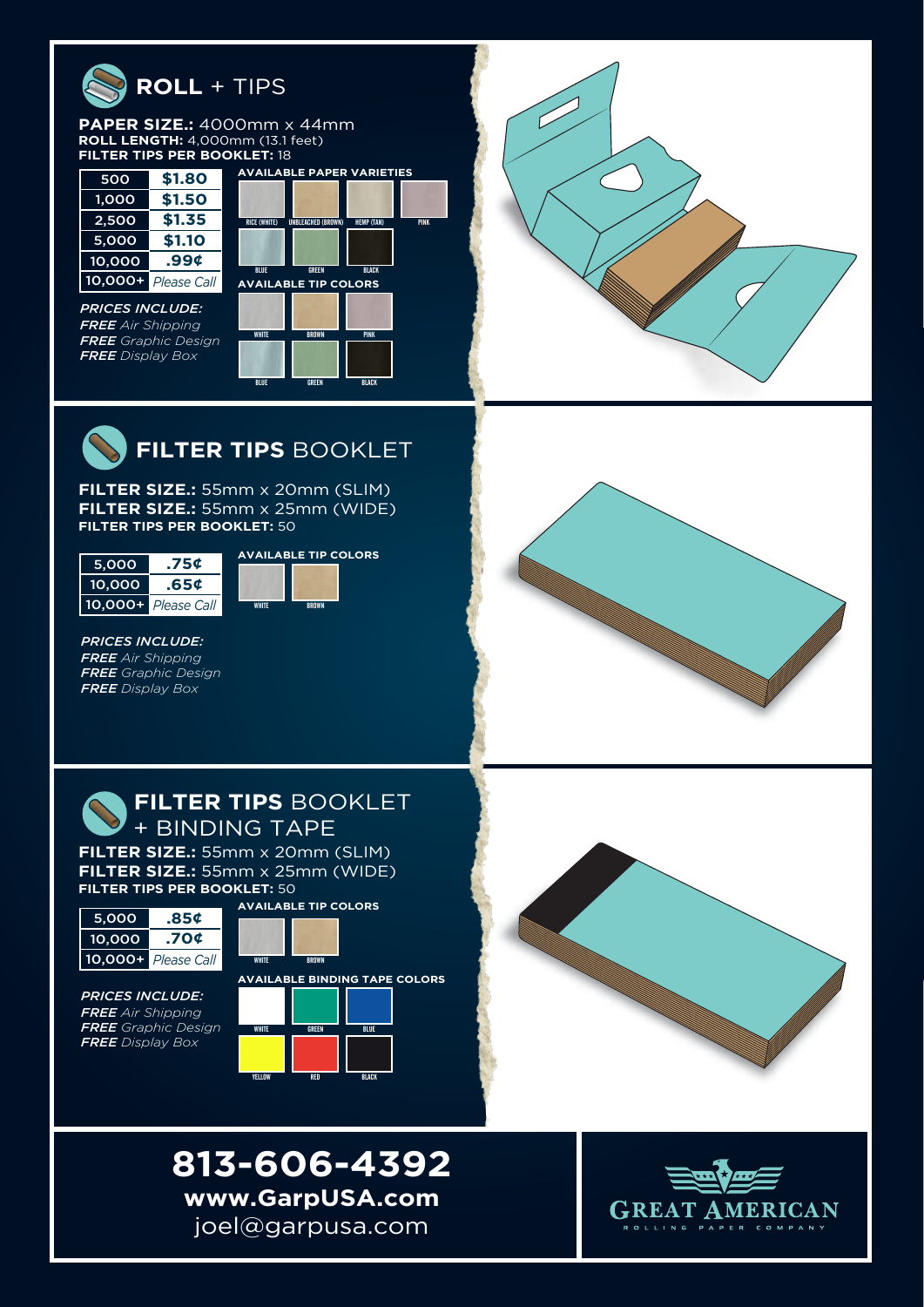## **ROLL** + TIPS

**PAPER SIZE.:** 4000mm x 44mm
**ROLL LENGTH:** 4,000mm (13.1 feet)
**FILTER TIPS PER BOOKLET:** 18

| | |
|---|---|
| 500 | $1.80 |
| 1,000 | $1.50 |
| 2,500 | $1.35 |
| 5,000 | $1.10 |
| 10,000 | .99¢ |
| 10,000+ | *Please Call* |

**AVAILABLE PAPER VARIETIES**

RICE (WHITE), UNBLEACHED (BROWN), HEMP (TAN), PINK, BLUE, GREEN, BLACK

**AVAILABLE TIP COLORS**

WHITE, BROWN, PINK, BLUE, GREEN, BLACK

*PRICES INCLUDE:*
***FREE*** *Air Shipping*
***FREE*** *Graphic Design*
***FREE*** *Display Box*

## **FILTER TIPS** BOOKLET

**FILTER SIZE.:** 55mm x 20mm (SLIM)
**FILTER SIZE.:** 55mm x 25mm (WIDE)
**FILTER TIPS PER BOOKLET:** 50

| | |
|---|---|
| 5,000 | .75¢ |
| 10,000 | .65¢ |
| 10,000+ | *Please Call* |

**AVAILABLE TIP COLORS**

WHITE, BROWN

*PRICES INCLUDE:*
***FREE*** *Air Shipping*
***FREE*** *Graphic Design*
***FREE*** *Display Box*

## **FILTER TIPS** BOOKLET + BINDING TAPE

**FILTER SIZE.:** 55mm x 20mm (SLIM)
**FILTER SIZE.:** 55mm x 25mm (WIDE)
**FILTER TIPS PER BOOKLET:** 50

| | |
|---|---|
| 5,000 | .85¢ |
| 10,000 | .70¢ |
| 10,000+ | *Please Call* |

**AVAILABLE TIP COLORS**

WHITE, BROWN

**AVAILABLE BINDING TAPE COLORS**

WHITE, GREEN, BLUE, YELLOW, RED, BLACK

*PRICES INCLUDE:*
***FREE*** *Air Shipping*
***FREE*** *Graphic Design*
***FREE*** *Display Box*

# 813-606-4392

**www.GarpUSA.com**
joel@garpusa.com

GREAT AMERICAN
ROLLING PAPER COMPANY